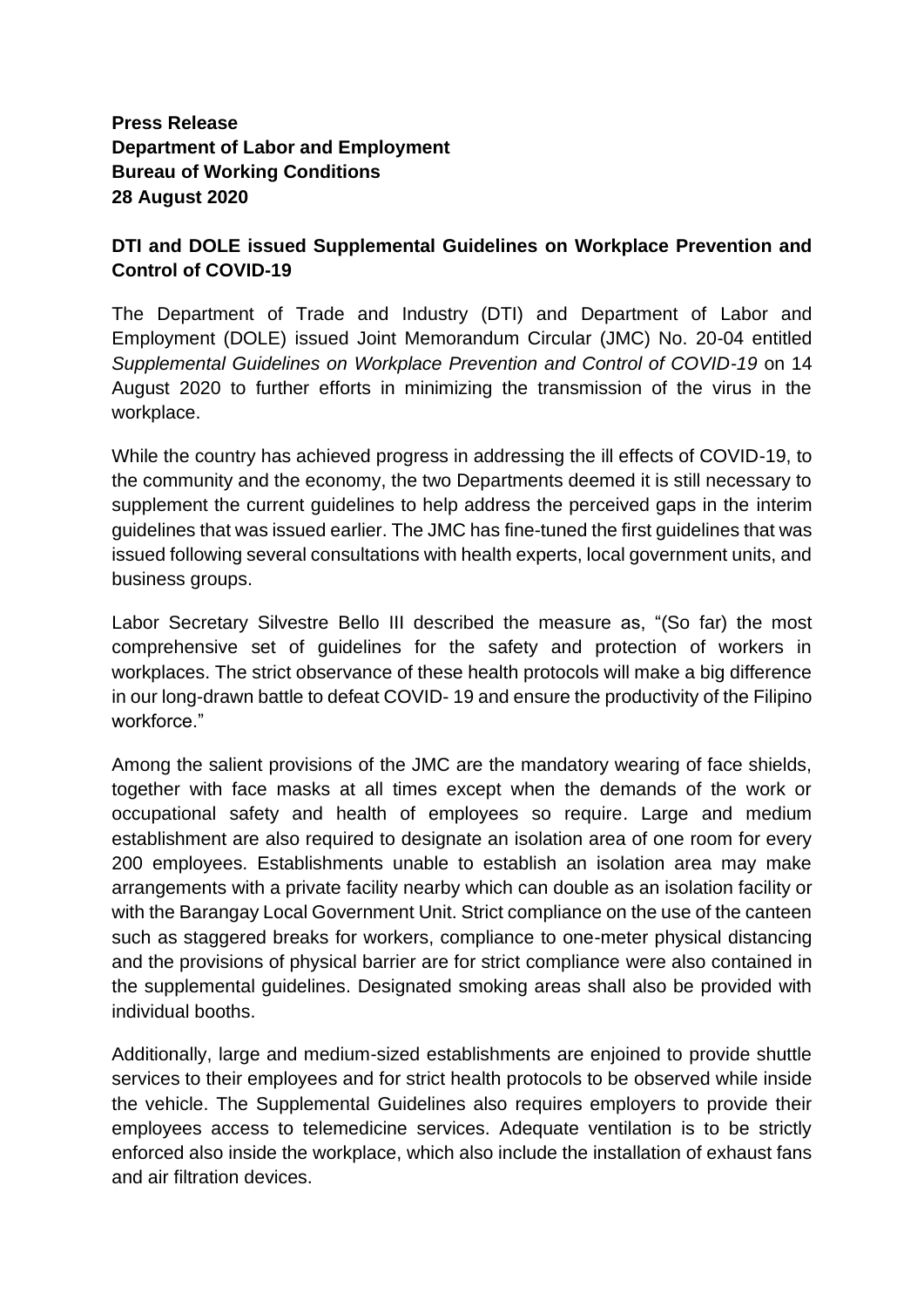**Press Release**
**Department of Labor and Employment**
**Bureau of Working Conditions**
**28 August 2020**

## DTI and DOLE issued Supplemental Guidelines on Workplace Prevention and Control of COVID-19

The Department of Trade and Industry (DTI) and Department of Labor and Employment (DOLE) issued Joint Memorandum Circular (JMC) No. 20-04 entitled *Supplemental Guidelines on Workplace Prevention and Control of COVID-19* on 14 August 2020 to further efforts in minimizing the transmission of the virus in the workplace.

While the country has achieved progress in addressing the ill effects of COVID-19, to the community and the economy, the two Departments deemed it is still necessary to supplement the current guidelines to help address the perceived gaps in the interim guidelines that was issued earlier. The JMC has fine-tuned the first guidelines that was issued following several consultations with health experts, local government units, and business groups.

Labor Secretary Silvestre Bello III described the measure as, "(So far) the most comprehensive set of guidelines for the safety and protection of workers in workplaces. The strict observance of these health protocols will make a big difference in our long-drawn battle to defeat COVID- 19 and ensure the productivity of the Filipino workforce."

Among the salient provisions of the JMC are the mandatory wearing of face shields, together with face masks at all times except when the demands of the work or occupational safety and health of employees so require. Large and medium establishment are also required to designate an isolation area of one room for every 200 employees. Establishments unable to establish an isolation area may make arrangements with a private facility nearby which can double as an isolation facility or with the Barangay Local Government Unit. Strict compliance on the use of the canteen such as staggered breaks for workers, compliance to one-meter physical distancing and the provisions of physical barrier are for strict compliance were also contained in the supplemental guidelines. Designated smoking areas shall also be provided with individual booths.

Additionally, large and medium-sized establishments are enjoined to provide shuttle services to their employees and for strict health protocols to be observed while inside the vehicle. The Supplemental Guidelines also requires employers to provide their employees access to telemedicine services. Adequate ventilation is to be strictly enforced also inside the workplace, which also include the installation of exhaust fans and air filtration devices.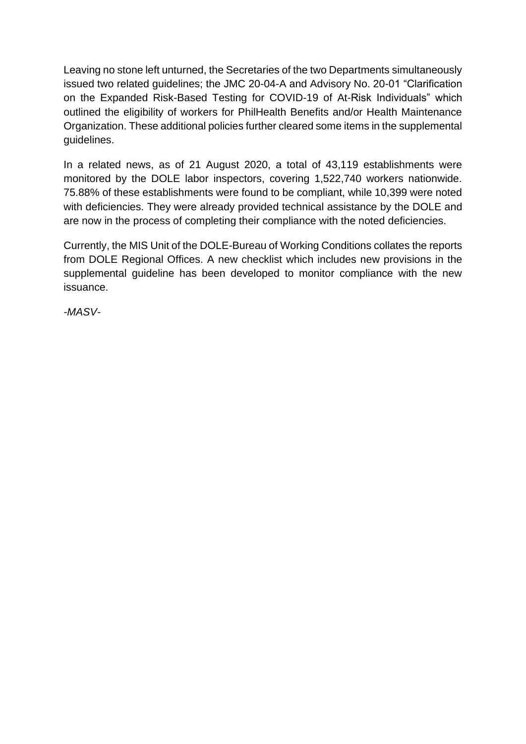Leaving no stone left unturned, the Secretaries of the two Departments simultaneously issued two related guidelines; the JMC 20-04-A and Advisory No. 20-01 "Clarification on the Expanded Risk-Based Testing for COVID-19 of At-Risk Individuals" which outlined the eligibility of workers for PhilHealth Benefits and/or Health Maintenance Organization. These additional policies further cleared some items in the supplemental guidelines.

In a related news, as of 21 August 2020, a total of 43,119 establishments were monitored by the DOLE labor inspectors, covering 1,522,740 workers nationwide. 75.88% of these establishments were found to be compliant, while 10,399 were noted with deficiencies. They were already provided technical assistance by the DOLE and are now in the process of completing their compliance with the noted deficiencies.

Currently, the MIS Unit of the DOLE-Bureau of Working Conditions collates the reports from DOLE Regional Offices. A new checklist which includes new provisions in the supplemental guideline has been developed to monitor compliance with the new issuance.

*-MASV-*